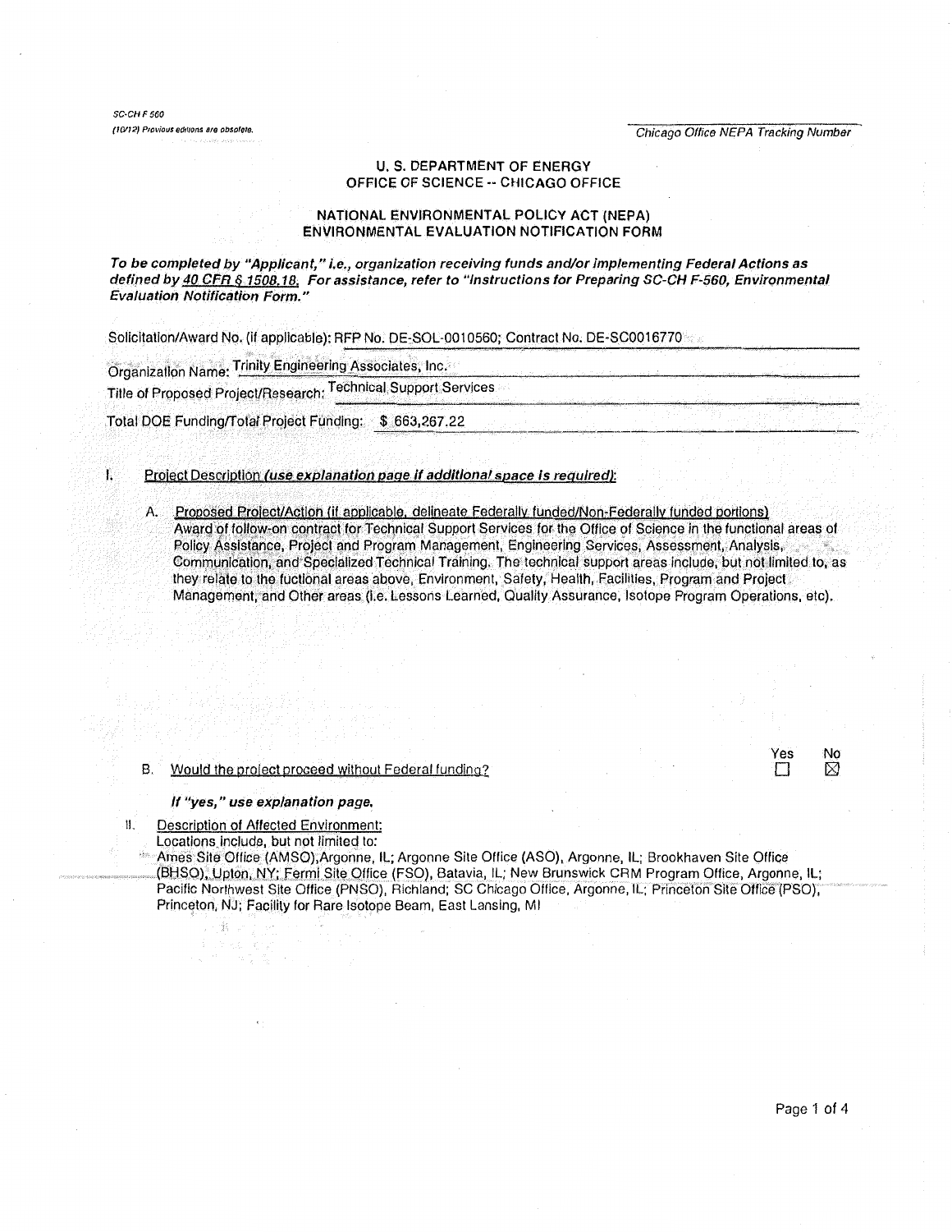SC-CH F 560
(10/12) Previous editions are obsolete.

Chicago Office NEPA Tracking Number

## U. S. DEPARTMENT OF ENERGY
## OFFICE OF SCIENCE -- CHICAGO OFFICE

## NATIONAL ENVIRONMENTAL POLICY ACT (NEPA)
## ENVIRONMENTAL EVALUATION NOTIFICATION FORM

***To be completed by "Applicant," i.e., organization receiving funds and/or implementing Federal Actions as defined by 40 CFR § 1508.18. For assistance, refer to "Instructions for Preparing SC-CH F-560, Environmental Evaluation Notification Form."***

Solicitation/Award No. (if applicable): RFP No. DE-SOL-0010560; Contract No. DE-SC0016770

Organization Name: Trinity Engineering Associates, Inc.

Title of Proposed Project/Research: Technical Support Services

Total DOE Funding/Total Project Funding: $ 663,267.22

I. Project Description *(use explanation page if additional space is required)*:

A. Proposed Project/Action (if applicable, delineate Federally funded/Non-Federally funded portions)

Award of follow-on contract for Technical Support Services for the Office of Science in the functional areas of Policy Assistance, Project and Program Management, Engineering Services, Assessment, Analysis, Communication, and Specialized Technical Training. The technical support areas include, but not limited to, as they relate to the fuctional areas above, Environment, Safety, Health, Facilities, Program and Project Management, and Other areas (i.e. Lessons Learned, Quality Assurance, Isotope Program Operations, etc).

B. Would the project proceed without Federal funding? Yes ☐ No ☒

***If "yes," use explanation page.***

II. Description of Affected Environment:

Locations include, but not limited to:

Ames Site Office (AMSO),Argonne, IL; Argonne Site Office (ASO), Argonne, IL; Brookhaven Site Office (BHSO), Upton, NY; Fermi Site Office (FSO), Batavia, IL; New Brunswick CRM Program Office, Argonne, IL; Pacific Northwest Site Office (PNSO), Richland; SC Chicago Office, Argonne, IL; Princeton Site Office (PSO), Princeton, NJ; Facility for Rare Isotope Beam, East Lansing, MI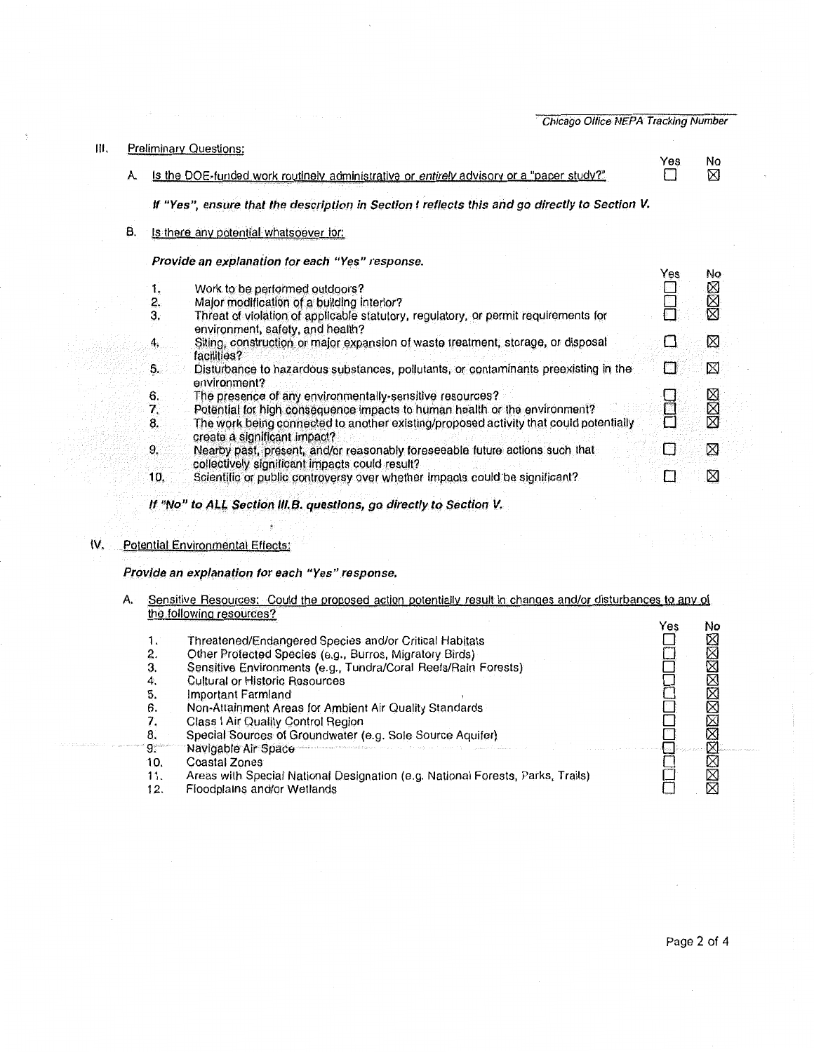Chicago Office NEPA Tracking Number

## III. Preliminary Questions:

| | | Yes | No |
|---|---|---|---|
| A. | Is the DOE-funded work routinely administrative or *entirely* advisory or a "paper study?" | ☐ | ☒ |

***If "Yes", ensure that the description in Section I reflects this and go directly to Section V.***

B. Is there any potential whatsoever for:

***Provide an explanation for each "Yes" response.***

| | | Yes | No |
|---|---|---|---|
| 1. | Work to be performed outdoors? | ☐ | ☒ |
| 2. | Major modification of a building interior? | ☐ | ☒ |
| 3. | Threat of violation of applicable statutory, regulatory, or permit requirements for environment, safety, and health? | ☐ | ☒ |
| 4. | Siting, construction or major expansion of waste treatment, storage, or disposal facilities? | ☐ | ☒ |
| 5. | Disturbance to hazardous substances, pollutants, or contaminants preexisting in the environment? | ☐ | ☒ |
| 6. | The presence of any environmentally-sensitive resources? | ☐ | ☒ |
| 7. | Potential for high consequence impacts to human health or the environment? | ☐ | ☒ |
| 8. | The work being connected to another existing/proposed activity that could potentially create a significant impact? | ☐ | ☒ |
| 9. | Nearby past, present, and/or reasonably foreseeable future actions such that collectively significant impacts could result? | ☐ | ☒ |
| 10. | Scientific or public controversy over whether impacts could be significant? | ☐ | ☒ |

***If "No" to ALL Section III.B. questions, go directly to Section V.***

## IV. Potential Environmental Effects:

***Provide an explanation for each "Yes" response.***

A. Sensitive Resources: Could the proposed action potentially result in changes and/or disturbances to any of the following resources?

| | | Yes | No |
|---|---|---|---|
| 1. | Threatened/Endangered Species and/or Critical Habitats | ☐ | ☒ |
| 2. | Other Protected Species (e.g., Burros, Migratory Birds) | ☐ | ☒ |
| 3. | Sensitive Environments (e.g., Tundra/Coral Reefs/Rain Forests) | ☐ | ☒ |
| 4. | Cultural or Historic Resources | ☐ | ☒ |
| 5. | Important Farmland | ☐ | ☒ |
| 6. | Non-Attainment Areas for Ambient Air Quality Standards | ☐ | ☒ |
| 7. | Class I Air Quality Control Region | ☐ | ☒ |
| 8. | Special Sources of Groundwater (e.g. Sole Source Aquifer) | ☐ | ☒ |
| 9. | Navigable Air Space | ☐ | ☒ |
| 10. | Coastal Zones | ☐ | ☒ |
| 11. | Areas with Special National Designation (e.g. National Forests, Parks, Trails) | ☐ | ☒ |
| 12. | Floodplains and/or Wetlands | ☐ | ☒ |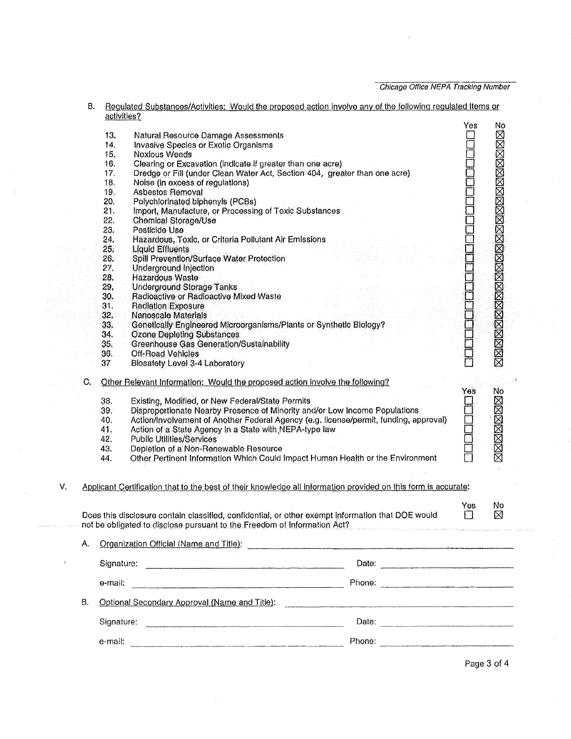*Chicago Office NEPA Tracking Number*

B. Regulated Substances/Activities: Would the proposed action involve any of the following regulated items or activities?

| | | Yes | No |
|---|---|---|---|
| 13. | Natural Resource Damage Assessments | ☐ | ☒ |
| 14. | Invasive Species or Exotic Organisms | ☐ | ☒ |
| 15. | Noxious Weeds | ☐ | ☒ |
| 16. | Clearing or Excavation (indicate if greater than one acre) | ☐ | ☒ |
| 17. | Dredge or Fill (under Clean Water Act, Section 404, greater than one acre) | ☐ | ☒ |
| 18. | Noise (in excess of regulations) | ☐ | ☒ |
| 19. | Asbestos Removal | ☐ | ☒ |
| 20. | Polychlorinated biphenyls (PCBs) | ☐ | ☒ |
| 21. | Import, Manufacture, or Processing of Toxic Substances | ☐ | ☒ |
| 22. | Chemical Storage/Use | ☐ | ☒ |
| 23. | Pesticide Use | ☐ | ☒ |
| 24. | Hazardous, Toxic, or Criteria Pollutant Air Emissions | ☐ | ☒ |
| 25. | Liquid Effluents | ☐ | ☒ |
| 26. | Spill Prevention/Surface Water Protection | ☐ | ☒ |
| 27. | Underground Injection | ☐ | ☒ |
| 28. | Hazardous Waste | ☐ | ☒ |
| 29. | Underground Storage Tanks | ☐ | ☒ |
| 30. | Radioactive or Radioactive Mixed Waste | ☐ | ☒ |
| 31. | Radiation Exposure | ☐ | ☒ |
| 32. | Nanoscale Materials | ☐ | ☒ |
| 33. | Genetically Engineered Microorganisms/Plants or Synthetic Biology? | ☐ | ☒ |
| 34. | Ozone Depleting Substances | ☐ | ☒ |
| 35. | Greenhouse Gas Generation/Sustainability | ☐ | ☒ |
| 36. | Off-Road Vehicles | ☐ | ☒ |
| 37 | Biosafety Level 3-4 Laboratory | ☐ | ☒ |

C. Other Relevant Information: Would the proposed action involve the following?

| | | Yes | No |
|---|---|---|---|
| 38. | Existing, Modified, or New Federal/State Permits | ☐ | ☒ |
| 39. | Disproportionate Nearby Presence of Minority and/or Low Income Populations | ☐ | ☒ |
| 40. | Action/Involvement of Another Federal Agency (e.g. license/permit, funding, approval) | ☐ | ☒ |
| 41. | Action of a State Agency in a State with NEPA-type law | ☐ | ☒ |
| 42. | Public Utilities/Services | ☐ | ☒ |
| 43. | Depletion of a Non-Renewable Resource | ☐ | ☒ |
| 44. | Other Pertinent Information Which Could Impact Human Health or the Environment | ☐ | ☒ |

V. Applicant Certification that to the best of their knowledge all information provided on this form is accurate:

| | Yes | No |
|---|---|---|
| Does this disclosure contain classified, confidential, or other exempt information that DOE would not be obligated to disclose pursuant to the Freedom of Information Act? | ☐ | ☒ |

A. Organization Official (Name and Title): ______________________

Signature: ______________________ Date: ______________________

e-mail: ______________________ Phone: ______________________

B. Optional Secondary Approval (Name and Title): ______________________

Signature: ______________________ Date: ______________________

e-mail: ______________________ Phone: ______________________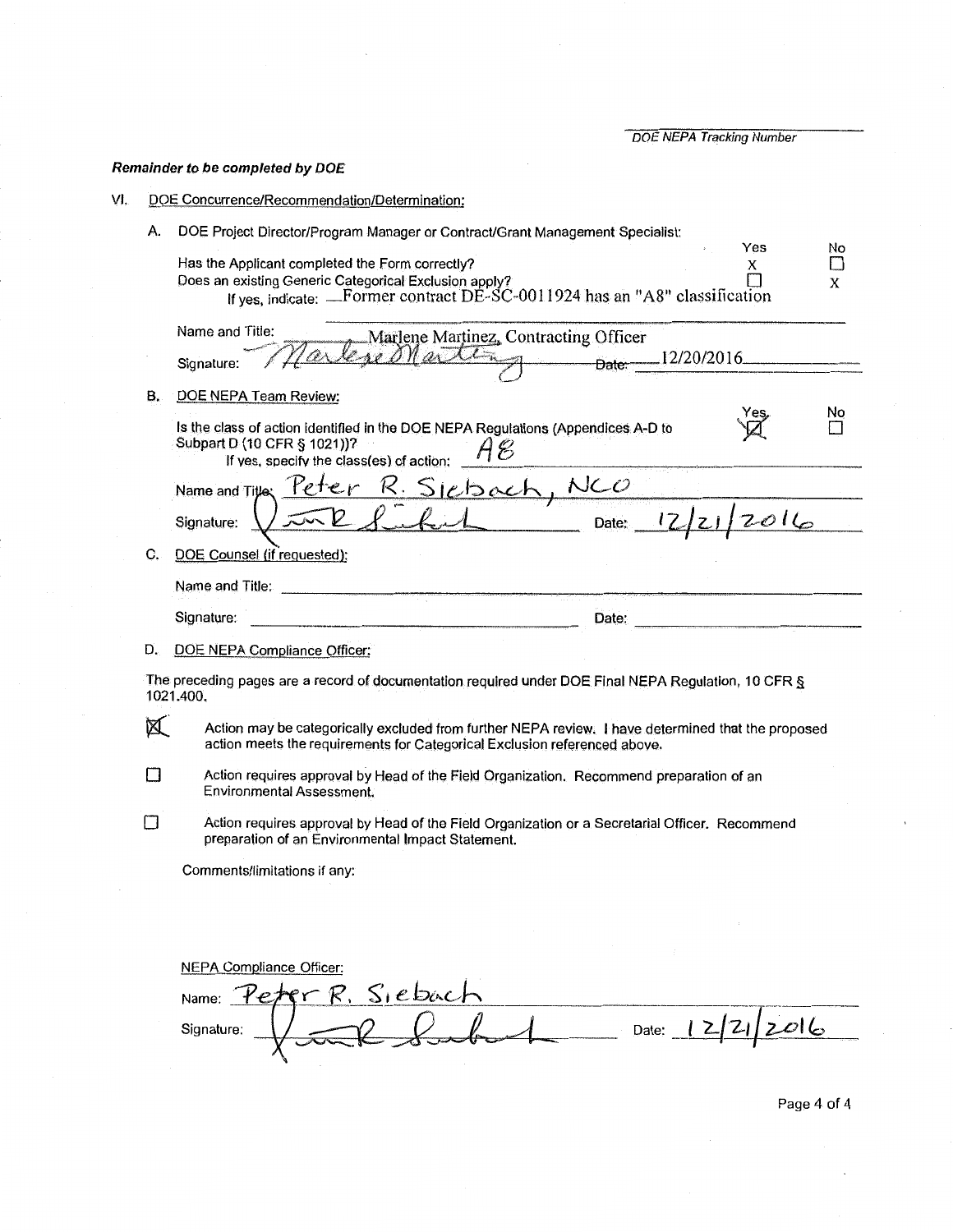DOE NEPA Tracking Number

***Remainder to be completed by DOE***

VI. DOE Concurrence/Recommendation/Determination:

A. DOE Project Director/Program Manager or Contract/Grant Management Specialist:

| | Yes | No |
|---|---|---|
| Has the Applicant completed the Form correctly? | X | ☐ |
| Does an existing Generic Categorical Exclusion apply? | ☐ | X |

If yes, indicate: Former contract DE-SC-0011924 has an "A8" classification

Name and Title: Marlene Martinez, Contracting Officer

Signature: *Marlene Martinez* Date: 12/20/2016

B. DOE NEPA Team Review:

| | Yes | No |
|---|---|---|
| Is the class of action identified in the DOE NEPA Regulations (Appendices A-D to Subpart D (10 CFR § 1021))? | ☒ | ☐ |

If yes, specify the class(es) of action: A8

Name and Title: Peter R. Siebach, NCO

Signature: *[signature]* Date: 12/21/2016

C. DOE Counsel (if requested):

Name and Title:

Signature: Date:

D. DOE NEPA Compliance Officer:

The preceding pages are a record of documentation required under DOE Final NEPA Regulation, 10 CFR § 1021.400.

☒ Action may be categorically excluded from further NEPA review. I have determined that the proposed action meets the requirements for Categorical Exclusion referenced above.

☐ Action requires approval by Head of the Field Organization. Recommend preparation of an Environmental Assessment.

☐ Action requires approval by Head of the Field Organization or a Secretarial Officer. Recommend preparation of an Environmental Impact Statement.

Comments/limitations if any:

NEPA Compliance Officer:

Name: Peter R. Siebach

Signature: *[signature]* Date: 12/21/2016